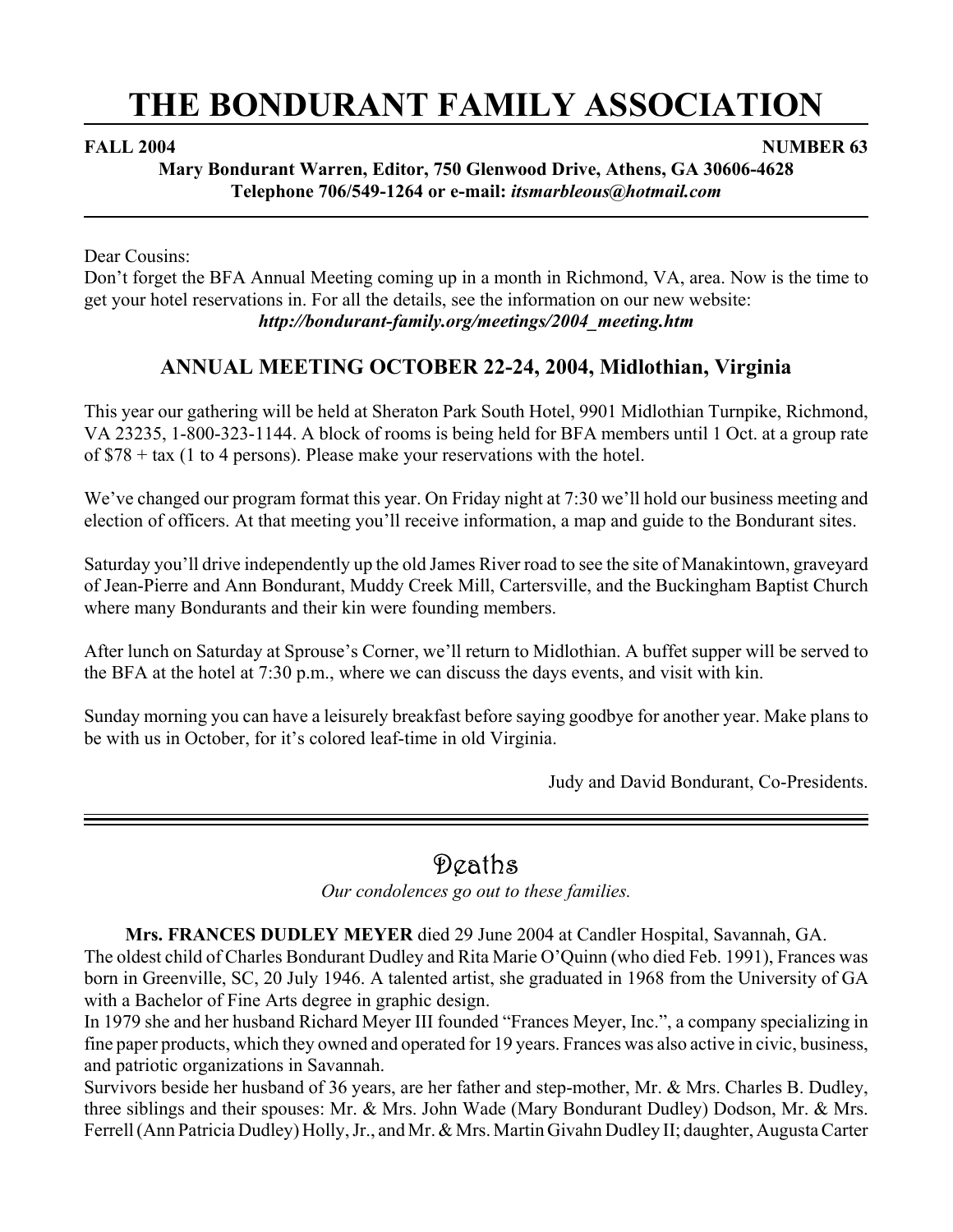# THE BONDURANT FAMILY ASSOCIATION

**FALL 2004** **NUMBER 63**

**Mary Bondurant Warren, Editor, 750 Glenwood Drive, Athens, GA 30606-4628**
**Telephone 706/549-1264 or e-mail:** ***itsmarbleous@hotmail.com***

---

Dear Cousins:
Don't forget the BFA Annual Meeting coming up in a month in Richmond, VA, area. Now is the time to get your hotel reservations in. For all the details, see the information on our new website:
***http://bondurant-family.org/meetings/2004_meeting.htm***

## ANNUAL MEETING OCTOBER 22-24, 2004, Midlothian, Virginia

This year our gathering will be held at Sheraton Park South Hotel, 9901 Midlothian Turnpike, Richmond, VA 23235, 1-800-323-1144. A block of rooms is being held for BFA members until 1 Oct. at a group rate of $78 + tax (1 to 4 persons). Please make your reservations with the hotel.

We've changed our program format this year. On Friday night at 7:30 we'll hold our business meeting and election of officers. At that meeting you'll receive information, a map and guide to the Bondurant sites.

Saturday you'll drive independently up the old James River road to see the site of Manakintown, graveyard of Jean-Pierre and Ann Bondurant, Muddy Creek Mill, Cartersville, and the Buckingham Baptist Church where many Bondurants and their kin were founding members.

After lunch on Saturday at Sprouse's Corner, we'll return to Midlothian. A buffet supper will be served to the BFA at the hotel at 7:30 p.m., where we can discuss the days events, and visit with kin.

Sunday morning you can have a leisurely breakfast before saying goodbye for another year. Make plans to be with us in October, for it's colored leaf-time in old Virginia.

Judy and David Bondurant, Co-Presidents.

---

## Deaths

*Our condolences go out to these families.*

**Mrs. FRANCES DUDLEY MEYER** died 29 June 2004 at Candler Hospital, Savannah, GA.
The oldest child of Charles Bondurant Dudley and Rita Marie O'Quinn (who died Feb. 1991), Frances was born in Greenville, SC, 20 July 1946. A talented artist, she graduated in 1968 from the University of GA with a Bachelor of Fine Arts degree in graphic design.
In 1979 she and her husband Richard Meyer III founded "Frances Meyer, Inc.", a company specializing in fine paper products, which they owned and operated for 19 years. Frances was also active in civic, business, and patriotic organizations in Savannah.
Survivors beside her husband of 36 years, are her father and step-mother, Mr. & Mrs. Charles B. Dudley, three siblings and their spouses: Mr. & Mrs. John Wade (Mary Bondurant Dudley) Dodson, Mr. & Mrs. Ferrell (Ann Patricia Dudley) Holly, Jr., and Mr. & Mrs. Martin Givahn Dudley II; daughter, Augusta Carter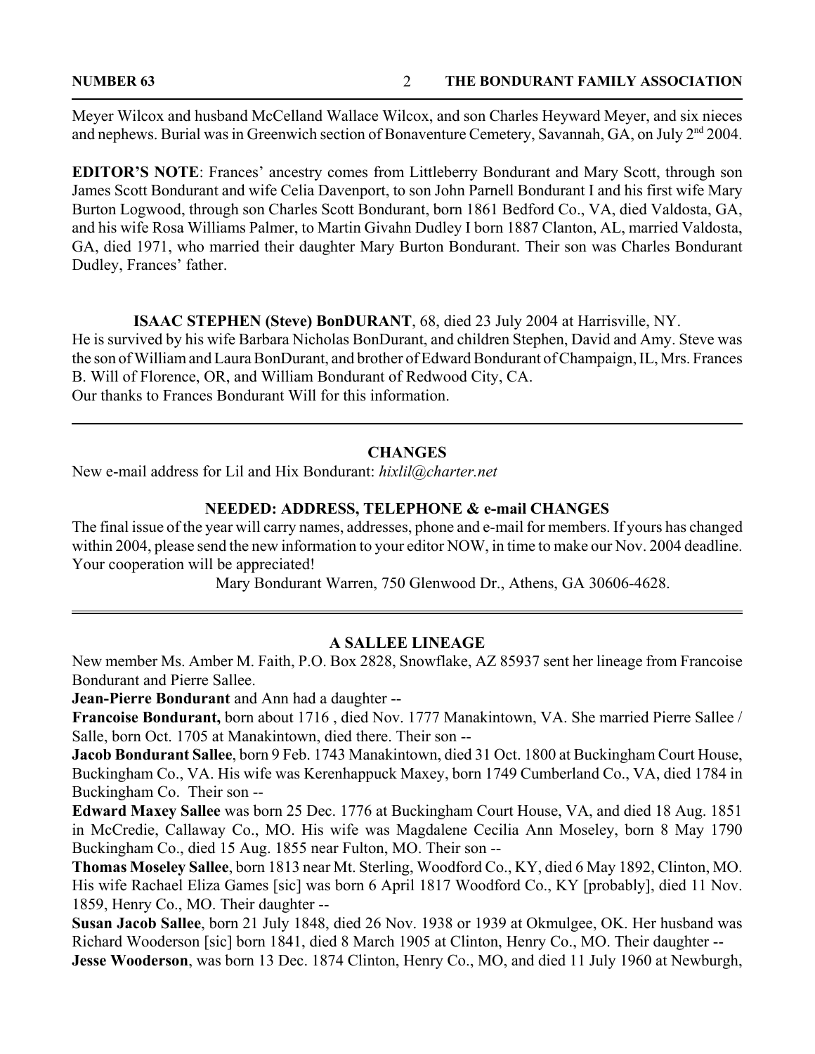Meyer Wilcox and husband McCelland Wallace Wilcox, and son Charles Heyward Meyer, and six nieces and nephews. Burial was in Greenwich section of Bonaventure Cemetery, Savannah, GA, on July 2nd 2004.

**EDITOR'S NOTE**: Frances' ancestry comes from Littleberry Bondurant and Mary Scott, through son James Scott Bondurant and wife Celia Davenport, to son John Parnell Bondurant I and his first wife Mary Burton Logwood, through son Charles Scott Bondurant, born 1861 Bedford Co., VA, died Valdosta, GA, and his wife Rosa Williams Palmer, to Martin Givahn Dudley I born 1887 Clanton, AL, married Valdosta, GA, died 1971, who married their daughter Mary Burton Bondurant. Their son was Charles Bondurant Dudley, Frances' father.

**ISAAC STEPHEN (Steve) BonDURANT**, 68, died 23 July 2004 at Harrisville, NY.
He is survived by his wife Barbara Nicholas BonDurant, and children Stephen, David and Amy. Steve was the son of William and Laura BonDurant, and brother of Edward Bondurant of Champaign, IL, Mrs. Frances B. Will of Florence, OR, and William Bondurant of Redwood City, CA.
Our thanks to Frances Bondurant Will for this information.

---

## CHANGES

New e-mail address for Lil and Hix Bondurant: *hixlil@charter.net*

## NEEDED: ADDRESS, TELEPHONE & e-mail CHANGES

The final issue of the year will carry names, addresses, phone and e-mail for members. If yours has changed within 2004, please send the new information to your editor NOW, in time to make our Nov. 2004 deadline. Your cooperation will be appreciated!

Mary Bondurant Warren, 750 Glenwood Dr., Athens, GA 30606-4628.

---

## A SALLEE LINEAGE

New member Ms. Amber M. Faith, P.O. Box 2828, Snowflake, AZ 85937 sent her lineage from Francoise Bondurant and Pierre Sallee.

**Jean-Pierre Bondurant** and Ann had a daughter --

**Francoise Bondurant,** born about 1716 , died Nov. 1777 Manakintown, VA. She married Pierre Sallee / Salle, born Oct. 1705 at Manakintown, died there. Their son --

**Jacob Bondurant Sallee**, born 9 Feb. 1743 Manakintown, died 31 Oct. 1800 at Buckingham Court House, Buckingham Co., VA. His wife was Kerenhappuck Maxey, born 1749 Cumberland Co., VA, died 1784 in Buckingham Co. Their son --

**Edward Maxey Sallee** was born 25 Dec. 1776 at Buckingham Court House, VA, and died 18 Aug. 1851 in McCredie, Callaway Co., MO. His wife was Magdalene Cecilia Ann Moseley, born 8 May 1790 Buckingham Co., died 15 Aug. 1855 near Fulton, MO. Their son --

**Thomas Moseley Sallee**, born 1813 near Mt. Sterling, Woodford Co., KY, died 6 May 1892, Clinton, MO. His wife Rachael Eliza Games [sic] was born 6 April 1817 Woodford Co., KY [probably], died 11 Nov. 1859, Henry Co., MO. Their daughter --

**Susan Jacob Sallee**, born 21 July 1848, died 26 Nov. 1938 or 1939 at Okmulgee, OK. Her husband was Richard Wooderson [sic] born 1841, died 8 March 1905 at Clinton, Henry Co., MO. Their daughter --

**Jesse Wooderson**, was born 13 Dec. 1874 Clinton, Henry Co., MO, and died 11 July 1960 at Newburgh,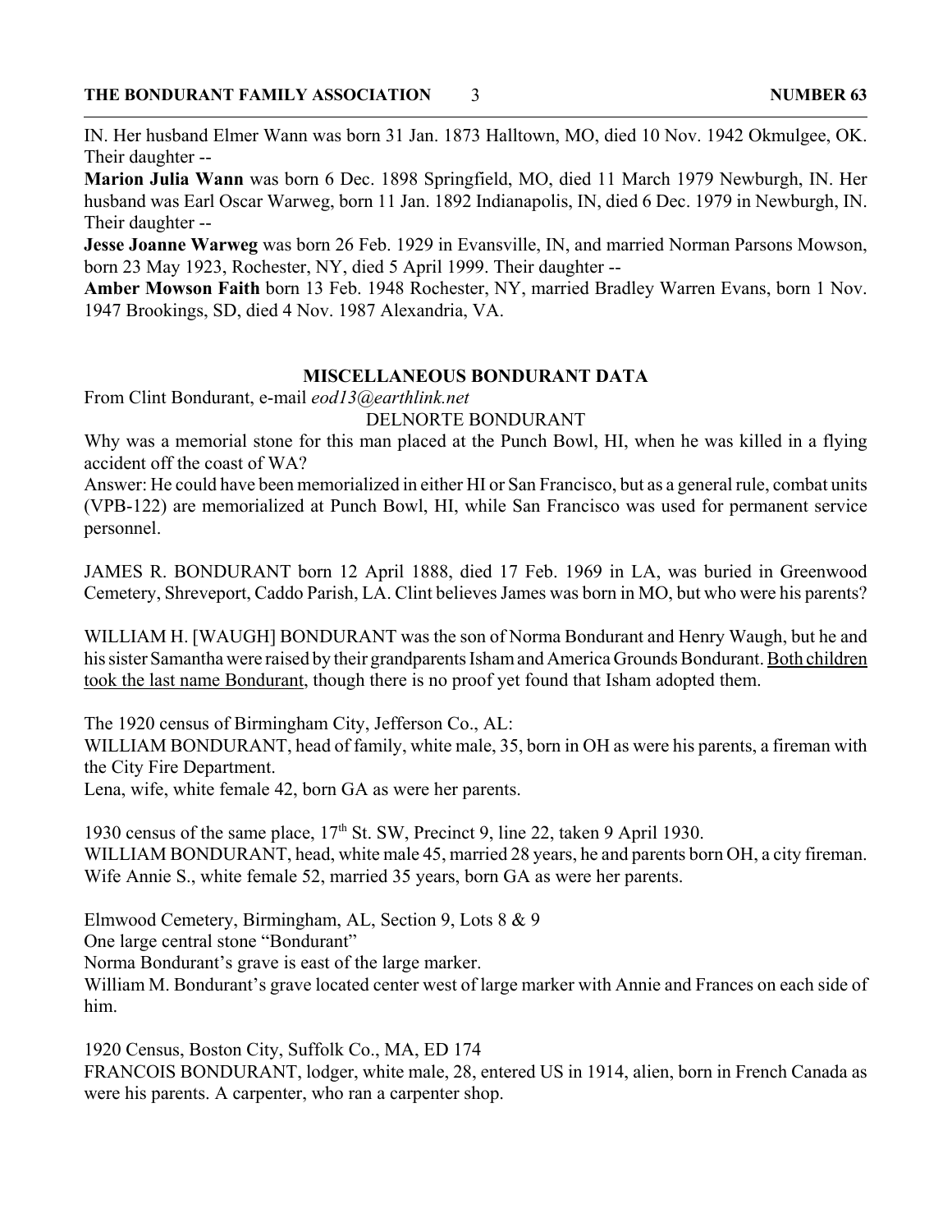IN. Her husband Elmer Wann was born 31 Jan. 1873 Halltown, MO, died 10 Nov. 1942 Okmulgee, OK. Their daughter --

**Marion Julia Wann** was born 6 Dec. 1898 Springfield, MO, died 11 March 1979 Newburgh, IN. Her husband was Earl Oscar Warweg, born 11 Jan. 1892 Indianapolis, IN, died 6 Dec. 1979 in Newburgh, IN. Their daughter --

**Jesse Joanne Warweg** was born 26 Feb. 1929 in Evansville, IN, and married Norman Parsons Mowson, born 23 May 1923, Rochester, NY, died 5 April 1999. Their daughter --

**Amber Mowson Faith** born 13 Feb. 1948 Rochester, NY, married Bradley Warren Evans, born 1 Nov. 1947 Brookings, SD, died 4 Nov. 1987 Alexandria, VA.

## MISCELLANEOUS BONDURANT DATA

From Clint Bondurant, e-mail *eod13@earthlink.net*

DELNORTE BONDURANT

Why was a memorial stone for this man placed at the Punch Bowl, HI, when he was killed in a flying accident off the coast of WA?

Answer: He could have been memorialized in either HI or San Francisco, but as a general rule, combat units (VPB-122) are memorialized at Punch Bowl, HI, while San Francisco was used for permanent service personnel.

JAMES R. BONDURANT born 12 April 1888, died 17 Feb. 1969 in LA, was buried in Greenwood Cemetery, Shreveport, Caddo Parish, LA. Clint believes James was born in MO, but who were his parents?

WILLIAM H. [WAUGH] BONDURANT was the son of Norma Bondurant and Henry Waugh, but he and his sister Samantha were raised by their grandparents Isham and America Grounds Bondurant. <u>Both children took the last name Bondurant</u>, though there is no proof yet found that Isham adopted them.

The 1920 census of Birmingham City, Jefferson Co., AL:

WILLIAM BONDURANT, head of family, white male, 35, born in OH as were his parents, a fireman with the City Fire Department.

Lena, wife, white female 42, born GA as were her parents.

1930 census of the same place, 17th St. SW, Precinct 9, line 22, taken 9 April 1930.

WILLIAM BONDURANT, head, white male 45, married 28 years, he and parents born OH, a city fireman. Wife Annie S., white female 52, married 35 years, born GA as were her parents.

Elmwood Cemetery, Birmingham, AL, Section 9, Lots 8 & 9

One large central stone "Bondurant"

Norma Bondurant's grave is east of the large marker.

William M. Bondurant's grave located center west of large marker with Annie and Frances on each side of him.

1920 Census, Boston City, Suffolk Co., MA, ED 174

FRANCOIS BONDURANT, lodger, white male, 28, entered US in 1914, alien, born in French Canada as were his parents. A carpenter, who ran a carpenter shop.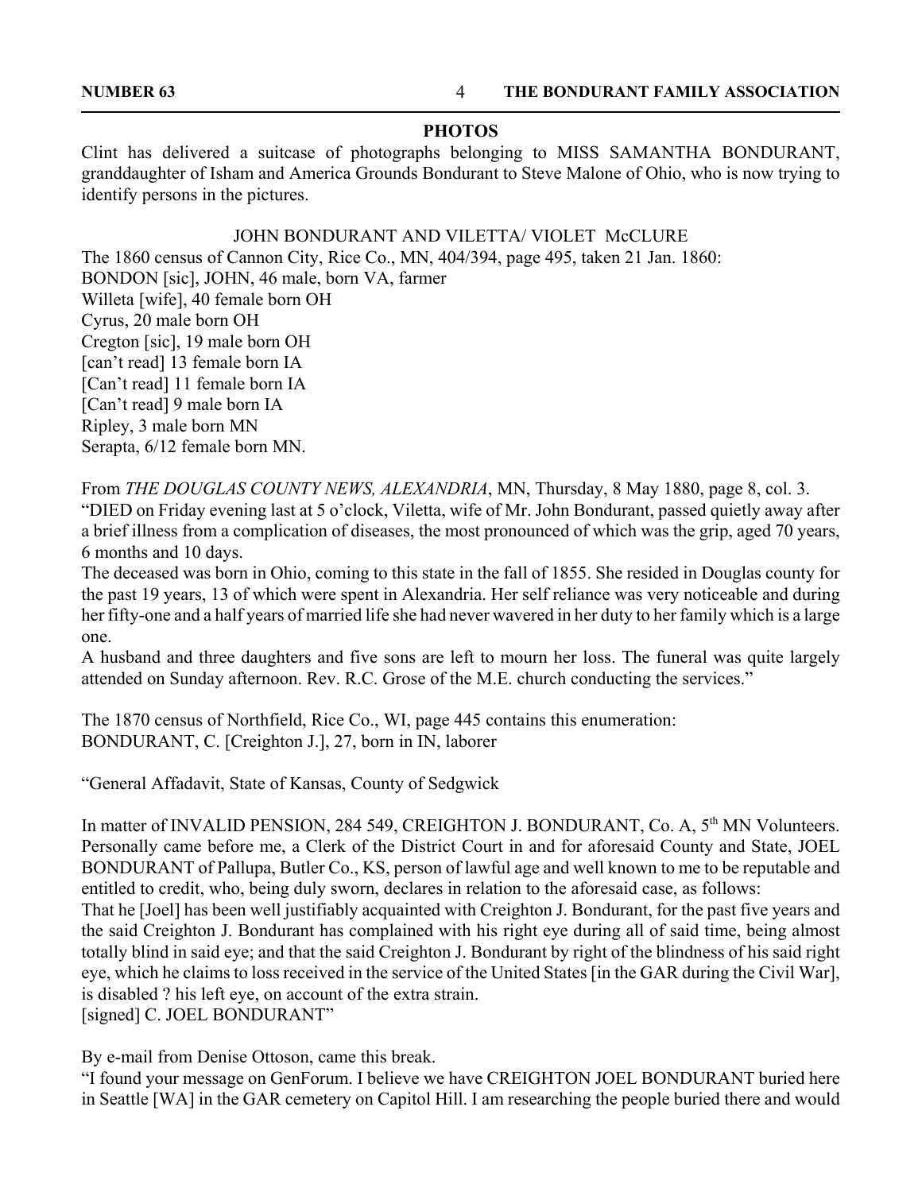## PHOTOS

Clint has delivered a suitcase of photographs belonging to MISS SAMANTHA BONDURANT, granddaughter of Isham and America Grounds Bondurant to Steve Malone of Ohio, who is now trying to identify persons in the pictures.

### JOHN BONDURANT AND VILETTA/ VIOLET McCLURE

The 1860 census of Cannon City, Rice Co., MN, 404/394, page 495, taken 21 Jan. 1860:
BONDON [sic], JOHN, 46 male, born VA, farmer
Willeta [wife], 40 female born OH
Cyrus, 20 male born OH
Cregton [sic], 19 male born OH
[can't read] 13 female born IA
[Can't read] 11 female born IA
[Can't read] 9 male born IA
Ripley, 3 male born MN
Serapta, 6/12 female born MN.

From *THE DOUGLAS COUNTY NEWS, ALEXANDRIA*, MN, Thursday, 8 May 1880, page 8, col. 3.
"DIED on Friday evening last at 5 o'clock, Viletta, wife of Mr. John Bondurant, passed quietly away after a brief illness from a complication of diseases, the most pronounced of which was the grip, aged 70 years, 6 months and 10 days.
The deceased was born in Ohio, coming to this state in the fall of 1855. She resided in Douglas county for the past 19 years, 13 of which were spent in Alexandria. Her self reliance was very noticeable and during her fifty-one and a half years of married life she had never wavered in her duty to her family which is a large one.
A husband and three daughters and five sons are left to mourn her loss. The funeral was quite largely attended on Sunday afternoon. Rev. R.C. Grose of the M.E. church conducting the services."

The 1870 census of Northfield, Rice Co., WI, page 445 contains this enumeration:
BONDURANT, C. [Creighton J.], 27, born in IN, laborer

"General Affadavit, State of Kansas, County of Sedgwick

In matter of INVALID PENSION, 284 549, CREIGHTON J. BONDURANT, Co. A, 5th MN Volunteers. Personally came before me, a Clerk of the District Court in and for aforesaid County and State, JOEL BONDURANT of Pallupa, Butler Co., KS, person of lawful age and well known to me to be reputable and entitled to credit, who, being duly sworn, declares in relation to the aforesaid case, as follows:
That he [Joel] has been well justifiably acquainted with Creighton J. Bondurant, for the past five years and the said Creighton J. Bondurant has complained with his right eye during all of said time, being almost totally blind in said eye; and that the said Creighton J. Bondurant by right of the blindness of his said right eye, which he claims to loss received in the service of the United States [in the GAR during the Civil War], is disabled ? his left eye, on account of the extra strain.
[signed] C. JOEL BONDURANT"

By e-mail from Denise Ottoson, came this break.
"I found your message on GenForum. I believe we have CREIGHTON JOEL BONDURANT buried here in Seattle [WA] in the GAR cemetery on Capitol Hill. I am researching the people buried there and would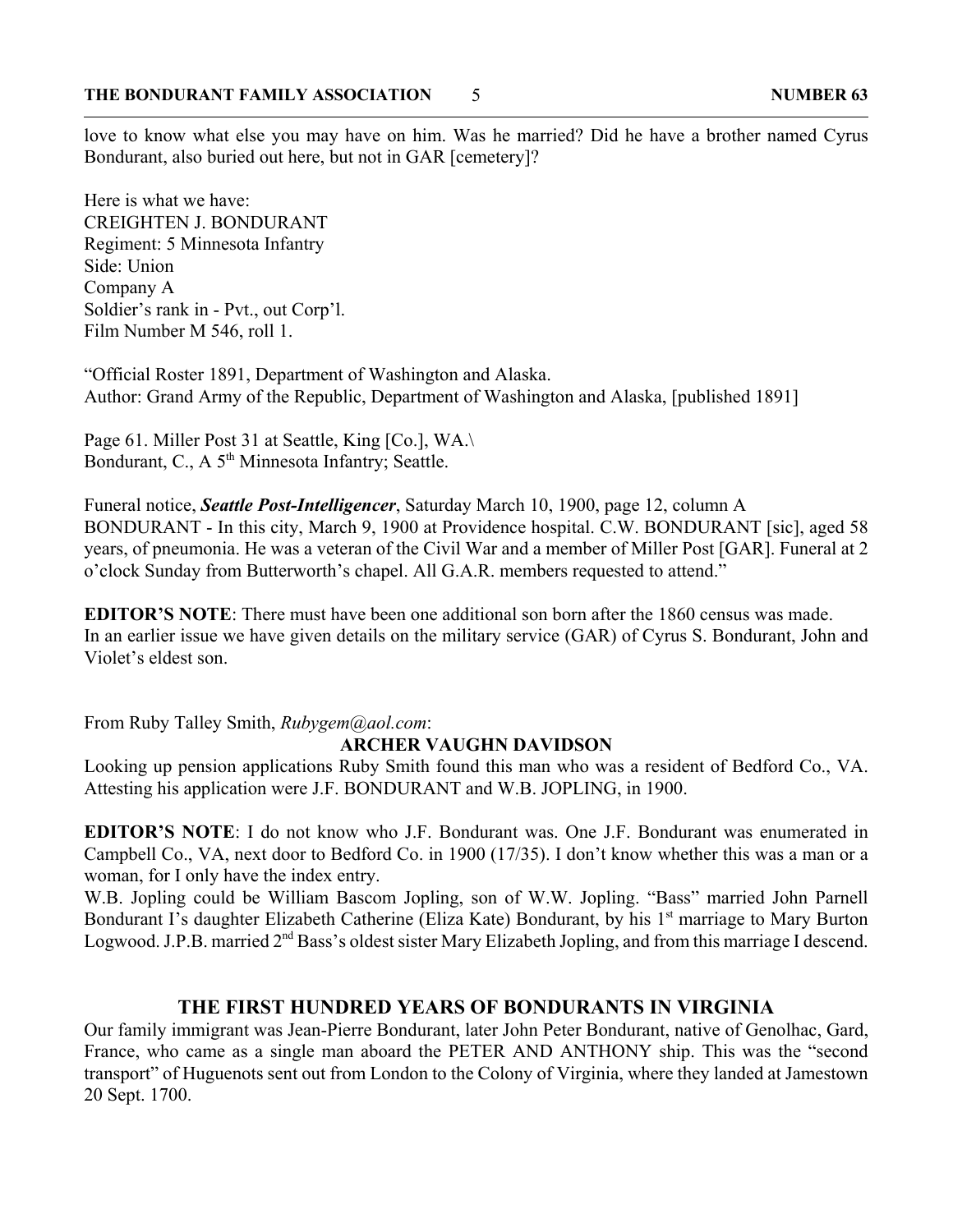love to know what else you may have on him. Was he married? Did he have a brother named Cyrus Bondurant, also buried out here, but not in GAR [cemetery]?

Here is what we have:
CREIGHTEN J. BONDURANT
Regiment: 5 Minnesota Infantry
Side: Union
Company A
Soldier's rank in - Pvt., out Corp'l.
Film Number M 546, roll 1.

"Official Roster 1891, Department of Washington and Alaska.
Author: Grand Army of the Republic, Department of Washington and Alaska, [published 1891]

Page 61. Miller Post 31 at Seattle, King [Co.], WA.\
Bondurant, C., A 5th Minnesota Infantry; Seattle.

Funeral notice, ***Seattle Post-Intelligencer***, Saturday March 10, 1900, page 12, column A
BONDURANT - In this city, March 9, 1900 at Providence hospital. C.W. BONDURANT [sic], aged 58 years, of pneumonia. He was a veteran of the Civil War and a member of Miller Post [GAR]. Funeral at 2 o'clock Sunday from Butterworth's chapel. All G.A.R. members requested to attend."

**EDITOR'S NOTE**: There must have been one additional son born after the 1860 census was made.
In an earlier issue we have given details on the military service (GAR) of Cyrus S. Bondurant, John and Violet's eldest son.

From Ruby Talley Smith, *Rubygem@aol.com*:

**ARCHER VAUGHN DAVIDSON**

Looking up pension applications Ruby Smith found this man who was a resident of Bedford Co., VA. Attesting his application were J.F. BONDURANT and W.B. JOPLING, in 1900.

**EDITOR'S NOTE**: I do not know who J.F. Bondurant was. One J.F. Bondurant was enumerated in Campbell Co., VA, next door to Bedford Co. in 1900 (17/35). I don't know whether this was a man or a woman, for I only have the index entry.
W.B. Jopling could be William Bascom Jopling, son of W.W. Jopling. "Bass" married John Parnell Bondurant I's daughter Elizabeth Catherine (Eliza Kate) Bondurant, by his 1st marriage to Mary Burton Logwood. J.P.B. married 2nd Bass's oldest sister Mary Elizabeth Jopling, and from this marriage I descend.

## THE FIRST HUNDRED YEARS OF BONDURANTS IN VIRGINIA

Our family immigrant was Jean-Pierre Bondurant, later John Peter Bondurant, native of Genolhac, Gard, France, who came as a single man aboard the PETER AND ANTHONY ship. This was the "second transport" of Huguenots sent out from London to the Colony of Virginia, where they landed at Jamestown 20 Sept. 1700.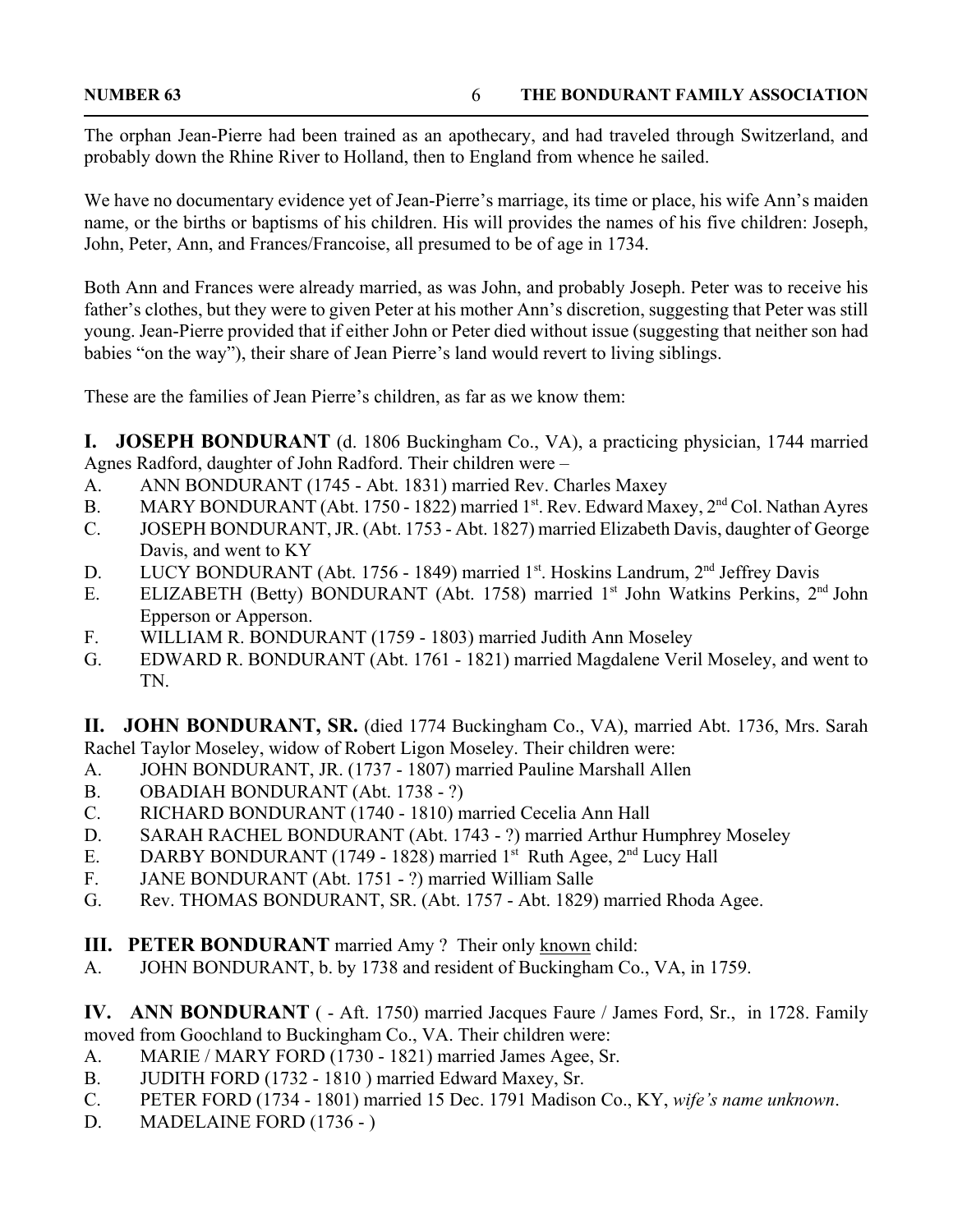The orphan Jean-Pierre had been trained as an apothecary, and had traveled through Switzerland, and probably down the Rhine River to Holland, then to England from whence he sailed.

We have no documentary evidence yet of Jean-Pierre's marriage, its time or place, his wife Ann's maiden name, or the births or baptisms of his children. His will provides the names of his five children: Joseph, John, Peter, Ann, and Frances/Francoise, all presumed to be of age in 1734.

Both Ann and Frances were already married, as was John, and probably Joseph. Peter was to receive his father's clothes, but they were to given Peter at his mother Ann's discretion, suggesting that Peter was still young. Jean-Pierre provided that if either John or Peter died without issue (suggesting that neither son had babies "on the way"), their share of Jean Pierre's land would revert to living siblings.

These are the families of Jean Pierre's children, as far as we know them:

**I. JOSEPH BONDURANT** (d. 1806 Buckingham Co., VA), a practicing physician, 1744 married Agnes Radford, daughter of John Radford. Their children were –

A. ANN BONDURANT (1745 - Abt. 1831) married Rev. Charles Maxey
B. MARY BONDURANT (Abt. 1750 - 1822) married 1st. Rev. Edward Maxey, 2nd Col. Nathan Ayres
C. JOSEPH BONDURANT, JR. (Abt. 1753 - Abt. 1827) married Elizabeth Davis, daughter of George Davis, and went to KY
D. LUCY BONDURANT (Abt. 1756 - 1849) married 1st. Hoskins Landrum, 2nd Jeffrey Davis
E. ELIZABETH (Betty) BONDURANT (Abt. 1758) married 1st John Watkins Perkins, 2nd John Epperson or Apperson.
F. WILLIAM R. BONDURANT (1759 - 1803) married Judith Ann Moseley
G. EDWARD R. BONDURANT (Abt. 1761 - 1821) married Magdalene Veril Moseley, and went to TN.

**II. JOHN BONDURANT, SR.** (died 1774 Buckingham Co., VA), married Abt. 1736, Mrs. Sarah Rachel Taylor Moseley, widow of Robert Ligon Moseley. Their children were:

A. JOHN BONDURANT, JR. (1737 - 1807) married Pauline Marshall Allen
B. OBADIAH BONDURANT (Abt. 1738 - ?)
C. RICHARD BONDURANT (1740 - 1810) married Cecelia Ann Hall
D. SARAH RACHEL BONDURANT (Abt. 1743 - ?) married Arthur Humphrey Moseley
E. DARBY BONDURANT (1749 - 1828) married 1st Ruth Agee, 2nd Lucy Hall
F. JANE BONDURANT (Abt. 1751 - ?) married William Salle
G. Rev. THOMAS BONDURANT, SR. (Abt. 1757 - Abt. 1829) married Rhoda Agee.

**III. PETER BONDURANT** married Amy ? Their only <u>known</u> child:

A. JOHN BONDURANT, b. by 1738 and resident of Buckingham Co., VA, in 1759.

**IV. ANN BONDURANT** ( - Aft. 1750) married Jacques Faure / James Ford, Sr., in 1728. Family moved from Goochland to Buckingham Co., VA. Their children were:

A. MARIE / MARY FORD (1730 - 1821) married James Agee, Sr.
B. JUDITH FORD (1732 - 1810 ) married Edward Maxey, Sr.
C. PETER FORD (1734 - 1801) married 15 Dec. 1791 Madison Co., KY, *wife's name unknown*.
D. MADELAINE FORD (1736 - )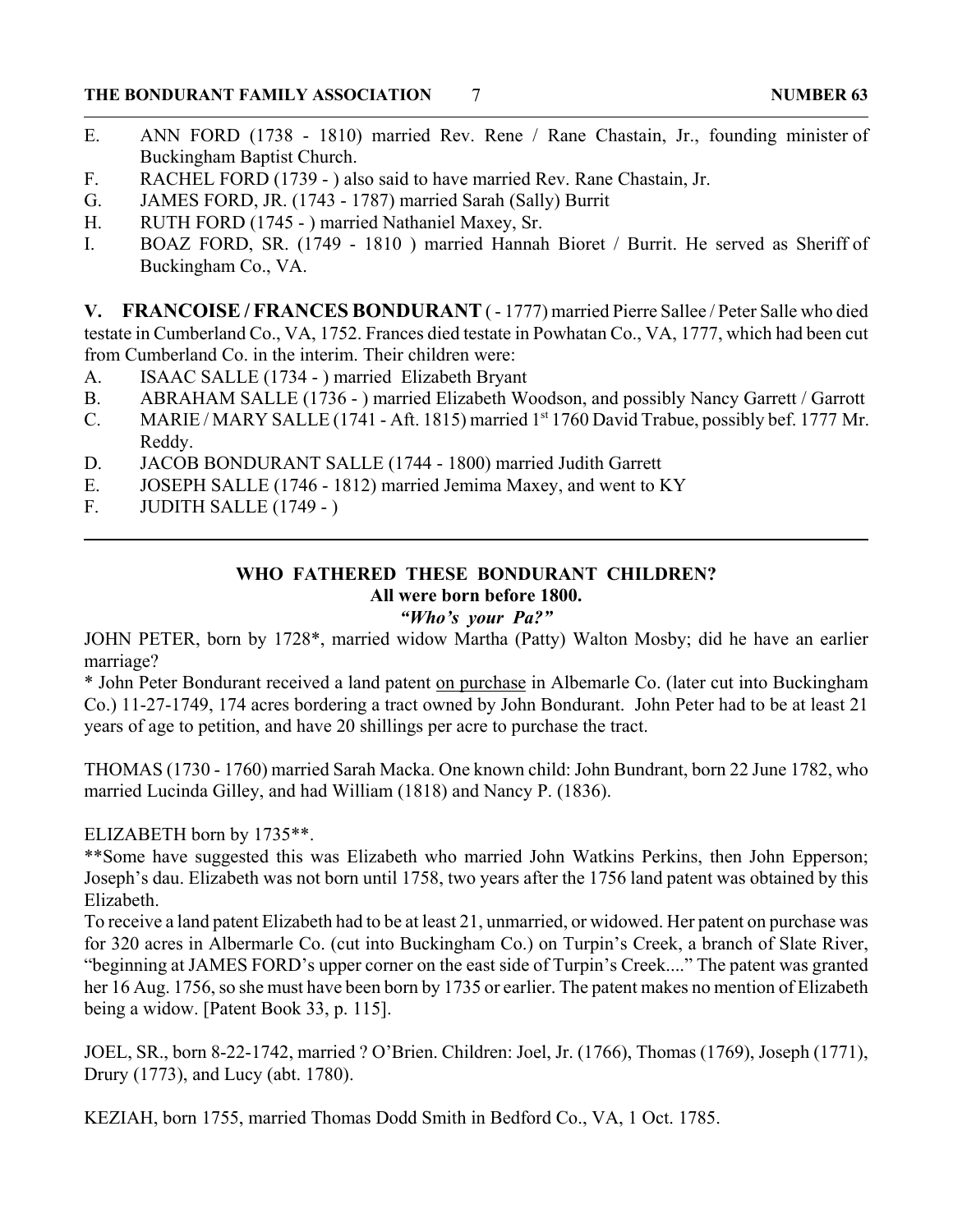E. ANN FORD (1738 - 1810) married Rev. Rene / Rane Chastain, Jr., founding minister of Buckingham Baptist Church.
F. RACHEL FORD (1739 - ) also said to have married Rev. Rane Chastain, Jr.
G. JAMES FORD, JR. (1743 - 1787) married Sarah (Sally) Burrit
H. RUTH FORD (1745 - ) married Nathaniel Maxey, Sr.
I. BOAZ FORD, SR. (1749 - 1810 ) married Hannah Bioret / Burrit. He served as Sheriff of Buckingham Co., VA.

**V. FRANCOISE / FRANCES BONDURANT** ( - 1777) married Pierre Sallee / Peter Salle who died testate in Cumberland Co., VA, 1752. Frances died testate in Powhatan Co., VA, 1777, which had been cut from Cumberland Co. in the interim. Their children were:

A. ISAAC SALLE (1734 - ) married Elizabeth Bryant
B. ABRAHAM SALLE (1736 - ) married Elizabeth Woodson, and possibly Nancy Garrett / Garrott
C. MARIE / MARY SALLE (1741 - Aft. 1815) married 1st 1760 David Trabue, possibly bef. 1777 Mr. Reddy.
D. JACOB BONDURANT SALLE (1744 - 1800) married Judith Garrett
E. JOSEPH SALLE (1746 - 1812) married Jemima Maxey, and went to KY
F. JUDITH SALLE (1749 - )

---

## WHO FATHERED THESE BONDURANT CHILDREN?
### All were born before 1800.
***"Who's your Pa?"***

JOHN PETER, born by 1728*, married widow Martha (Patty) Walton Mosby; did he have an earlier marriage?

* John Peter Bondurant received a land patent <u>on purchase</u> in Albemarle Co. (later cut into Buckingham Co.) 11-27-1749, 174 acres bordering a tract owned by John Bondurant. John Peter had to be at least 21 years of age to petition, and have 20 shillings per acre to purchase the tract.

THOMAS (1730 - 1760) married Sarah Macka. One known child: John Bundrant, born 22 June 1782, who married Lucinda Gilley, and had William (1818) and Nancy P. (1836).

ELIZABETH born by 1735**.

**Some have suggested this was Elizabeth who married John Watkins Perkins, then John Epperson; Joseph's dau. Elizabeth was not born until 1758, two years after the 1756 land patent was obtained by this Elizabeth.

To receive a land patent Elizabeth had to be at least 21, unmarried, or widowed. Her patent on purchase was for 320 acres in Albermarle Co. (cut into Buckingham Co.) on Turpin's Creek, a branch of Slate River, "beginning at JAMES FORD's upper corner on the east side of Turpin's Creek...." The patent was granted her 16 Aug. 1756, so she must have been born by 1735 or earlier. The patent makes no mention of Elizabeth being a widow. [Patent Book 33, p. 115].

JOEL, SR., born 8-22-1742, married ? O'Brien. Children: Joel, Jr. (1766), Thomas (1769), Joseph (1771), Drury (1773), and Lucy (abt. 1780).

KEZIAH, born 1755, married Thomas Dodd Smith in Bedford Co., VA, 1 Oct. 1785.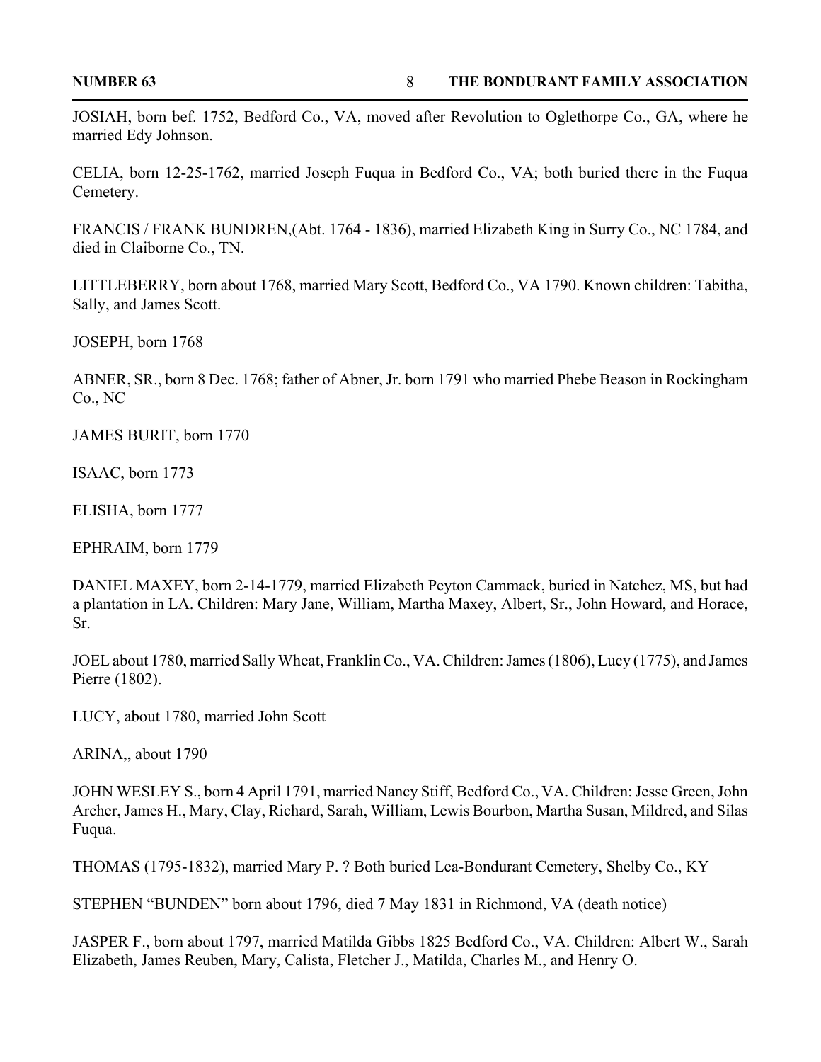JOSIAH, born bef. 1752, Bedford Co., VA, moved after Revolution to Oglethorpe Co., GA, where he married Edy Johnson.

CELIA, born 12-25-1762, married Joseph Fuqua in Bedford Co., VA; both buried there in the Fuqua Cemetery.

FRANCIS / FRANK BUNDREN,(Abt. 1764 - 1836), married Elizabeth King in Surry Co., NC 1784, and died in Claiborne Co., TN.

LITTLEBERRY, born about 1768, married Mary Scott, Bedford Co., VA 1790. Known children: Tabitha, Sally, and James Scott.

JOSEPH, born 1768

ABNER, SR., born 8 Dec. 1768; father of Abner, Jr. born 1791 who married Phebe Beason in Rockingham Co., NC

JAMES BURIT, born 1770

ISAAC, born 1773

ELISHA, born 1777

EPHRAIM, born 1779

DANIEL MAXEY, born 2-14-1779, married Elizabeth Peyton Cammack, buried in Natchez, MS, but had a plantation in LA. Children: Mary Jane, William, Martha Maxey, Albert, Sr., John Howard, and Horace, Sr.

JOEL about 1780, married Sally Wheat, Franklin Co., VA. Children: James (1806), Lucy (1775), and James Pierre (1802).

LUCY, about 1780, married John Scott

ARINA,, about 1790

JOHN WESLEY S., born 4 April 1791, married Nancy Stiff, Bedford Co., VA. Children: Jesse Green, John Archer, James H., Mary, Clay, Richard, Sarah, William, Lewis Bourbon, Martha Susan, Mildred, and Silas Fuqua.

THOMAS (1795-1832), married Mary P. ? Both buried Lea-Bondurant Cemetery, Shelby Co., KY

STEPHEN "BUNDEN" born about 1796, died 7 May 1831 in Richmond, VA (death notice)

JASPER F., born about 1797, married Matilda Gibbs 1825 Bedford Co., VA. Children: Albert W., Sarah Elizabeth, James Reuben, Mary, Calista, Fletcher J., Matilda, Charles M., and Henry O.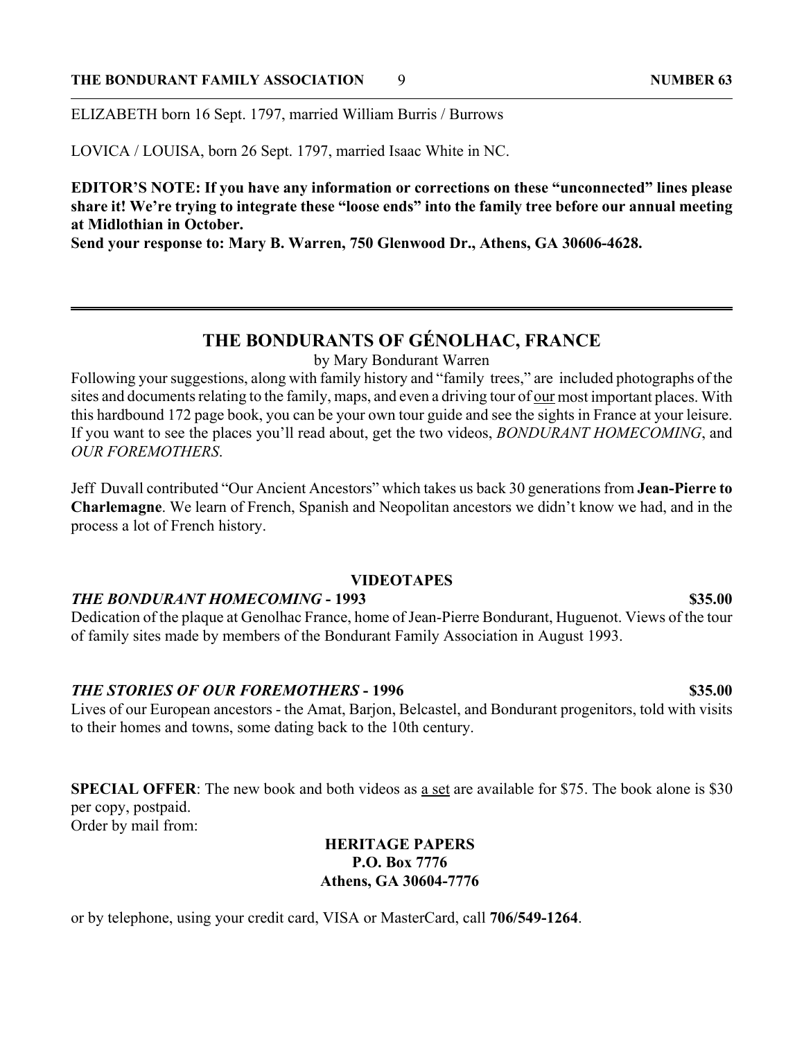ELIZABETH born 16 Sept. 1797, married William Burris / Burrows

LOVICA / LOUISA, born 26 Sept. 1797, married Isaac White in NC.

**EDITOR'S NOTE: If you have any information or corrections on these "unconnected" lines please share it! We're trying to integrate these "loose ends" into the family tree before our annual meeting at Midlothian in October.**
**Send your response to: Mary B. Warren, 750 Glenwood Dr., Athens, GA 30606-4628.**

---

## THE BONDURANTS OF GÉNOLHAC, FRANCE

by Mary Bondurant Warren

Following your suggestions, along with family history and "family trees," are included photographs of the sites and documents relating to the family, maps, and even a driving tour of <u>our</u> most important places. With this hardbound 172 page book, you can be your own tour guide and see the sights in France at your leisure. If you want to see the places you'll read about, get the two videos, *BONDURANT HOMECOMING*, and *OUR FOREMOTHERS*.

Jeff Duvall contributed "Our Ancient Ancestors" which takes us back 30 generations from **Jean-Pierre to Charlemagne**. We learn of French, Spanish and Neopolitan ancestors we didn't know we had, and in the process a lot of French history.

### VIDEOTAPES

***THE BONDURANT HOMECOMING* - 1993** **$35.00**
Dedication of the plaque at Genolhac France, home of Jean-Pierre Bondurant, Huguenot. Views of the tour of family sites made by members of the Bondurant Family Association in August 1993.

***THE STORIES OF OUR FOREMOTHERS* - 1996** **$35.00**
Lives of our European ancestors - the Amat, Barjon, Belcastel, and Bondurant progenitors, told with visits to their homes and towns, some dating back to the 10th century.

**SPECIAL OFFER**: The new book and both videos as <u>a set</u> are available for $75. The book alone is $30 per copy, postpaid.
Order by mail from:

**HERITAGE PAPERS**
**P.O. Box 7776**
**Athens, GA 30604-7776**

or by telephone, using your credit card, VISA or MasterCard, call **706/549-1264**.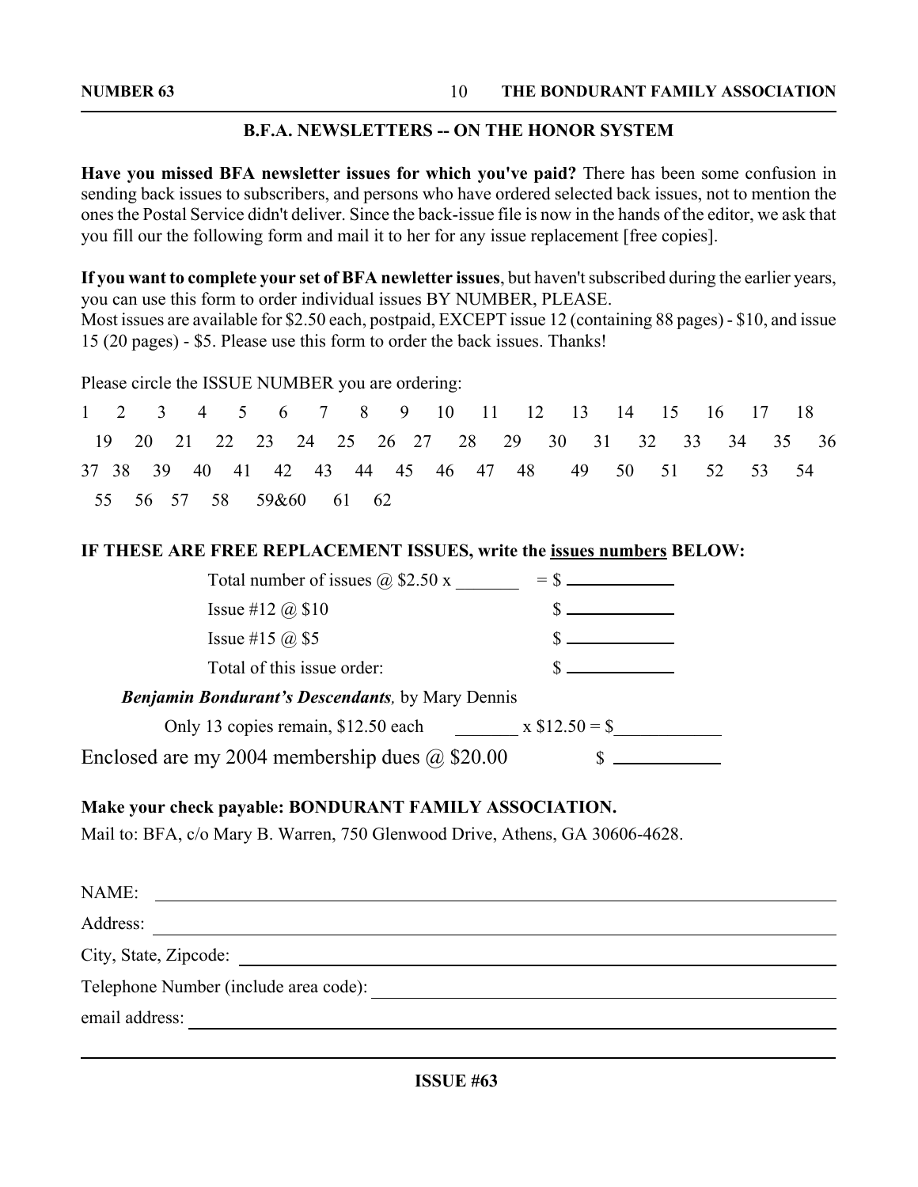## B.F.A. NEWSLETTERS -- ON THE HONOR SYSTEM

**Have you missed BFA newsletter issues for which you've paid?** There has been some confusion in sending back issues to subscribers, and persons who have ordered selected back issues, not to mention the ones the Postal Service didn't deliver. Since the back-issue file is now in the hands of the editor, we ask that you fill our the following form and mail it to her for any issue replacement [free copies].

**If you want to complete your set of BFA newletter issues**, but haven't subscribed during the earlier years, you can use this form to order individual issues BY NUMBER, PLEASE.
Most issues are available for $2.50 each, postpaid, EXCEPT issue 12 (containing 88 pages) - $10, and issue 15 (20 pages) - $5. Please use this form to order the back issues. Thanks!

Please circle the ISSUE NUMBER you are ordering:

1 2 3 4 5 6 7 8 9 10 11 12 13 14 15 16 17 18
19 20 21 22 23 24 25 26 27 28 29 30 31 32 33 34 35 36
37 38 39 40 41 42 43 44 45 46 47 48 49 50 51 52 53 54
55 56 57 58 59&60 61 62

**IF THESE ARE FREE REPLACEMENT ISSUES, write the issues numbers BELOW:**

Total number of issues @ $2.50 x _______ = $ ___________

Issue #12 @ $10 $ ___________

Issue #15 @ $5 $ ___________

Total of this issue order: $ ___________

***Benjamin Bondurant's Descendants,*** by Mary Dennis

Only 13 copies remain, $12.50 each _______ x $12.50 = $___________

Enclosed are my 2004 membership dues @ $20.00 $ ___________

**Make your check payable: BONDURANT FAMILY ASSOCIATION.**

Mail to: BFA, c/o Mary B. Warren, 750 Glenwood Drive, Athens, GA 30606-4628.

NAME: ___________________________________________

Address: ___________________________________________

City, State, Zipcode: ___________________________________________

Telephone Number (include area code): ___________________________________________

email address: ___________________________________________

**ISSUE #63**